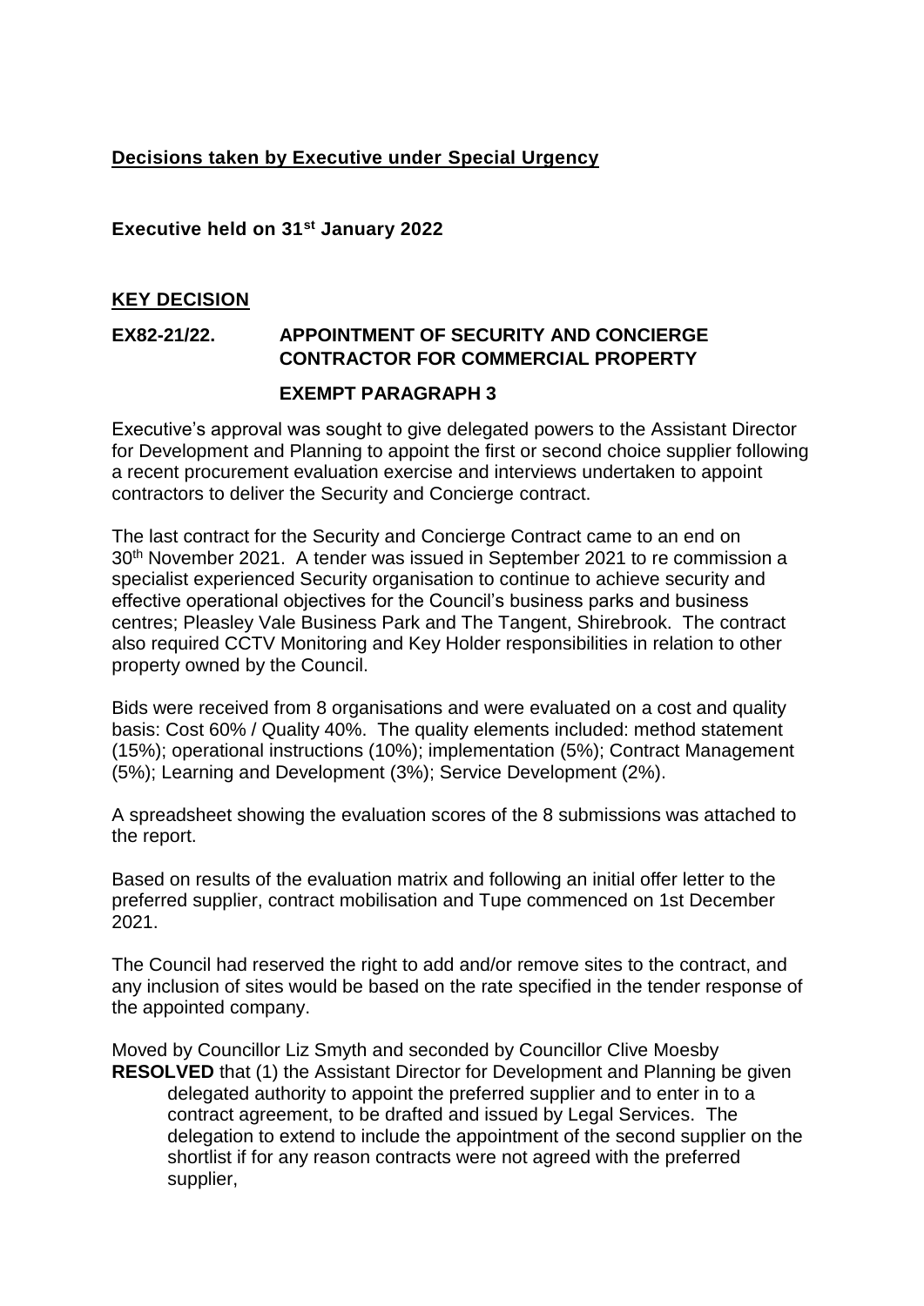## **Decisions taken by Executive under Special Urgency**

**Executive held on 31st January 2022**

## **KEY DECISION**

### **EX82-21/22. APPOINTMENT OF SECURITY AND CONCIERGE CONTRACTOR FOR COMMERCIAL PROPERTY**

**EXEMPT PARAGRAPH 3**

Executive's approval was sought to give delegated powers to the Assistant Director for Development and Planning to appoint the first or second choice supplier following a recent procurement evaluation exercise and interviews undertaken to appoint contractors to deliver the Security and Concierge contract.

The last contract for the Security and Concierge Contract came to an end on 30th November 2021. A tender was issued in September 2021 to re commission a specialist experienced Security organisation to continue to achieve security and effective operational objectives for the Council's business parks and business centres; Pleasley Vale Business Park and The Tangent, Shirebrook. The contract also required CCTV Monitoring and Key Holder responsibilities in relation to other property owned by the Council.

Bids were received from 8 organisations and were evaluated on a cost and quality basis: Cost 60% / Quality 40%. The quality elements included: method statement (15%); operational instructions (10%); implementation (5%); Contract Management (5%); Learning and Development (3%); Service Development (2%).

A spreadsheet showing the evaluation scores of the 8 submissions was attached to the report.

Based on results of the evaluation matrix and following an initial offer letter to the preferred supplier, contract mobilisation and Tupe commenced on 1st December 2021.

The Council had reserved the right to add and/or remove sites to the contract, and any inclusion of sites would be based on the rate specified in the tender response of the appointed company.

Moved by Councillor Liz Smyth and seconded by Councillor Clive Moesby
**RESOLVED** that (1) the Assistant Director for Development and Planning be given delegated authority to appoint the preferred supplier and to enter in to a contract agreement, to be drafted and issued by Legal Services. The delegation to extend to include the appointment of the second supplier on the shortlist if for any reason contracts were not agreed with the preferred supplier,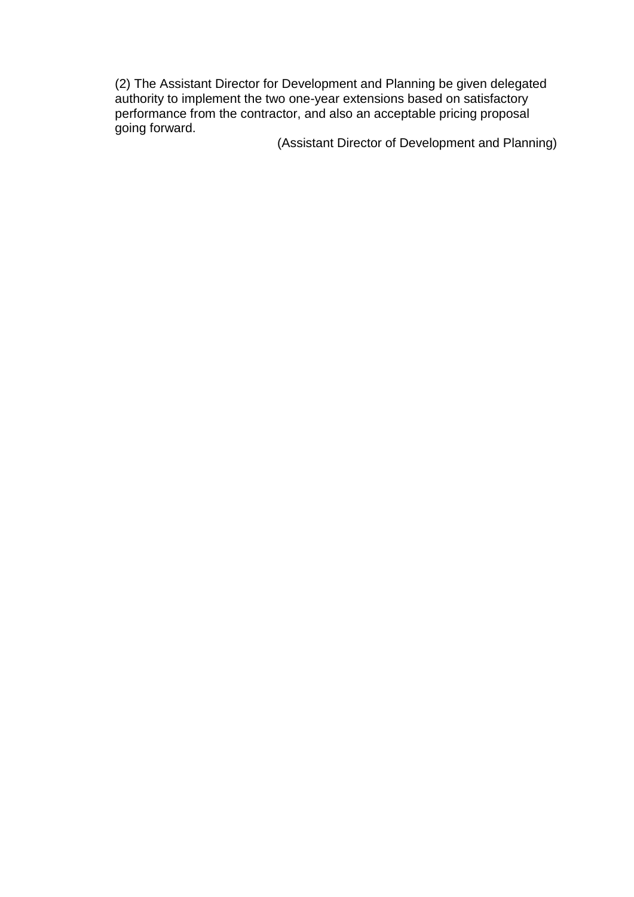(2) The Assistant Director for Development and Planning be given delegated authority to implement the two one-year extensions based on satisfactory performance from the contractor, and also an acceptable pricing proposal going forward.

(Assistant Director of Development and Planning)